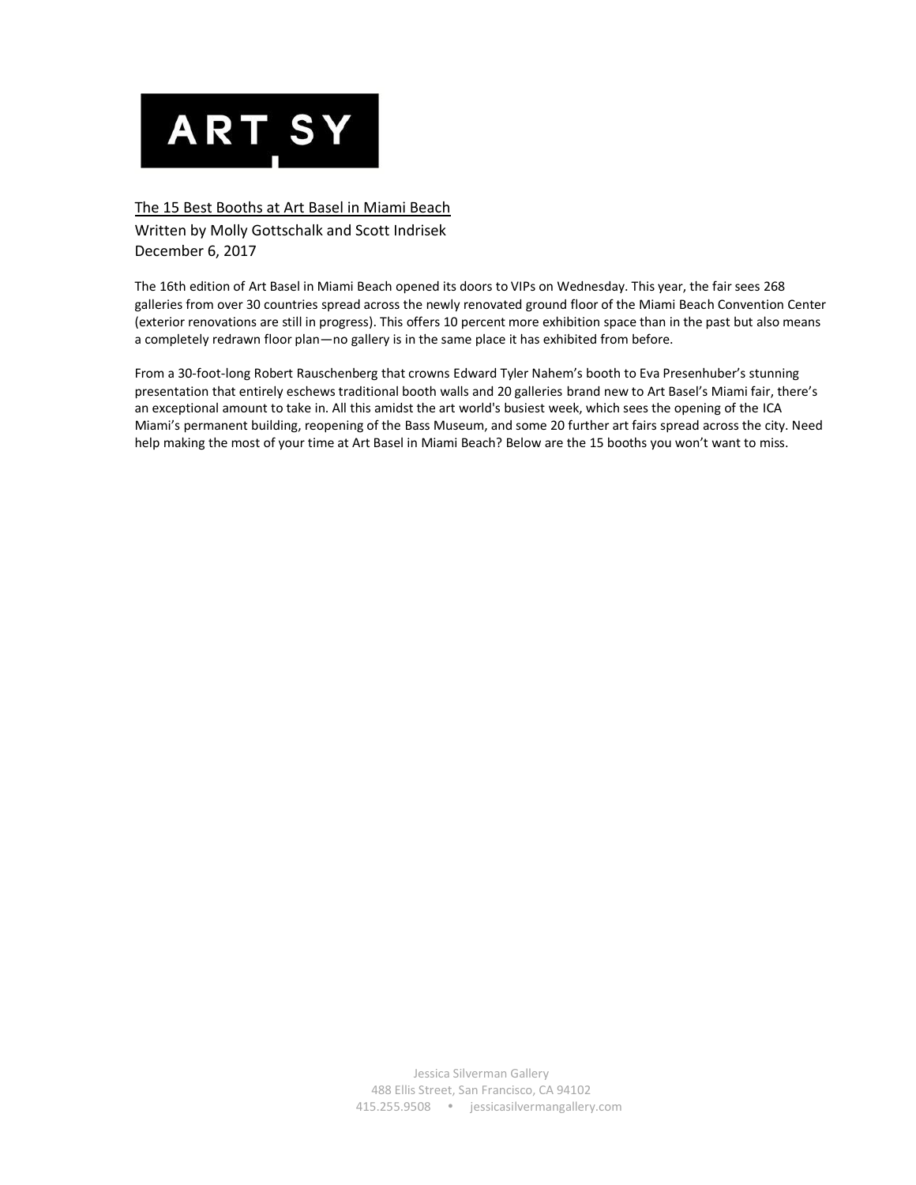ARTSY

# The 15 Best Booths at Art Basel in Miami Beach

Written by Molly Gottschalk and Scott Indrisek

December 6, 2017

The 16th edition of Art Basel in Miami Beach opened its doors to VIPs on Wednesday. This year, the fair sees 268 galleries from over 30 countries spread across the newly renovated ground floor of the Miami Beach Convention Center (exterior renovations are still in progress). This offers 10 percent more exhibition space than in the past but also means a completely redrawn floor plan—no gallery is in the same place it has exhibited from before.

From a 30-foot-long Robert Rauschenberg that crowns Edward Tyler Nahem's booth to Eva Presenhuber's stunning presentation that entirely eschews traditional booth walls and 20 galleries brand new to Art Basel's Miami fair, there's an exceptional amount to take in. All this amidst the art world's busiest week, which sees the opening of the ICA Miami's permanent building, reopening of the Bass Museum, and some 20 further art fairs spread across the city. Need help making the most of your time at Art Basel in Miami Beach? Below are the 15 booths you won't want to miss.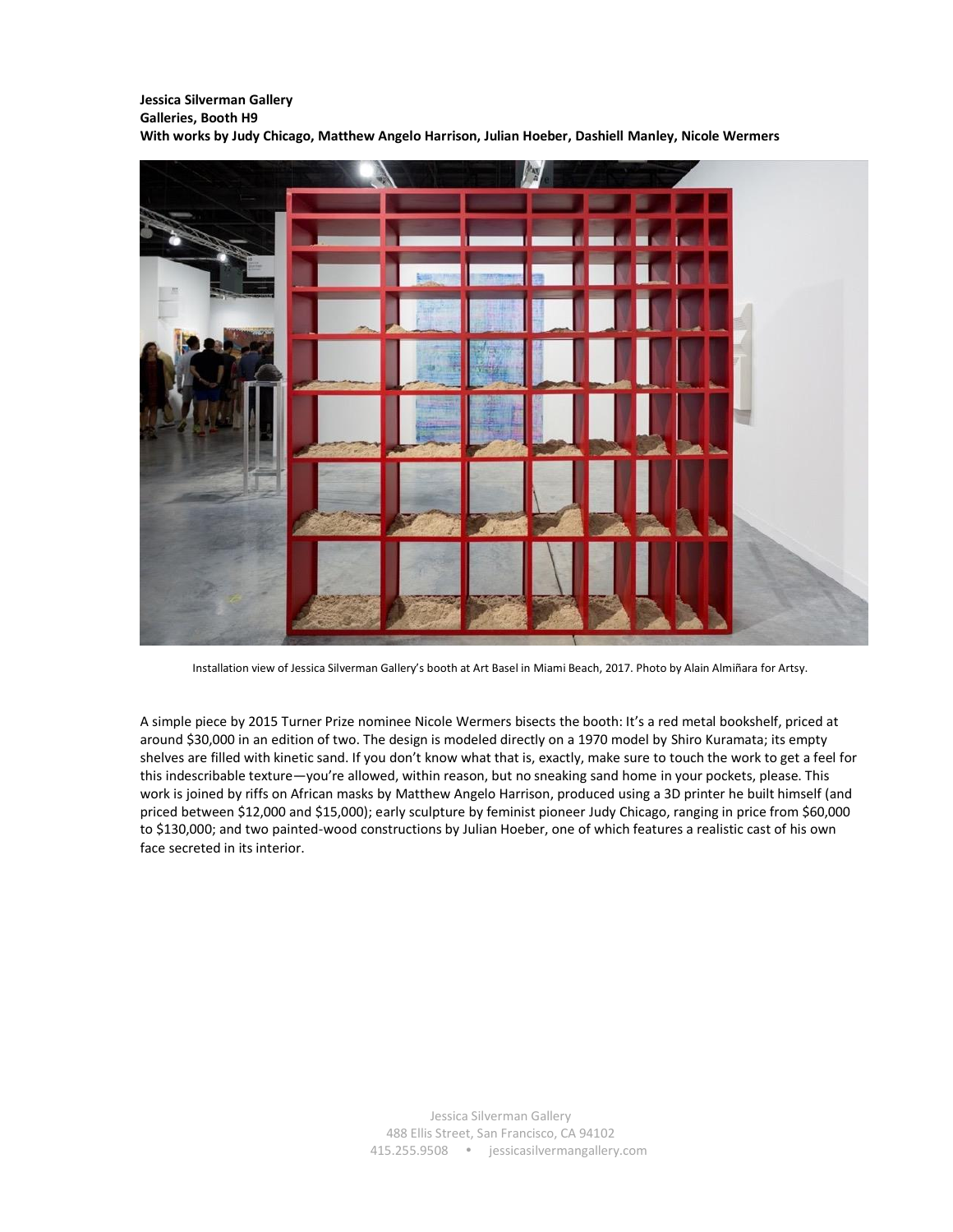**Jessica Silverman Gallery**
**Galleries, Booth H9**
**With works by Judy Chicago, Matthew Angelo Harrison, Julian Hoeber, Dashiell Manley, Nicole Wermers**

Installation view of Jessica Silverman Gallery's booth at Art Basel in Miami Beach, 2017. Photo by Alain Almiñara for Artsy.

A simple piece by 2015 Turner Prize nominee Nicole Wermers bisects the booth: It's a red metal bookshelf, priced at around $30,000 in an edition of two. The design is modeled directly on a 1970 model by Shiro Kuramata; its empty shelves are filled with kinetic sand. If you don't know what that is, exactly, make sure to touch the work to get a feel for this indescribable texture—you're allowed, within reason, but no sneaking sand home in your pockets, please. This work is joined by riffs on African masks by Matthew Angelo Harrison, produced using a 3D printer he built himself (and priced between $12,000 and $15,000); early sculpture by feminist pioneer Judy Chicago, ranging in price from $60,000 to $130,000; and two painted-wood constructions by Julian Hoeber, one of which features a realistic cast of his own face secreted in its interior.